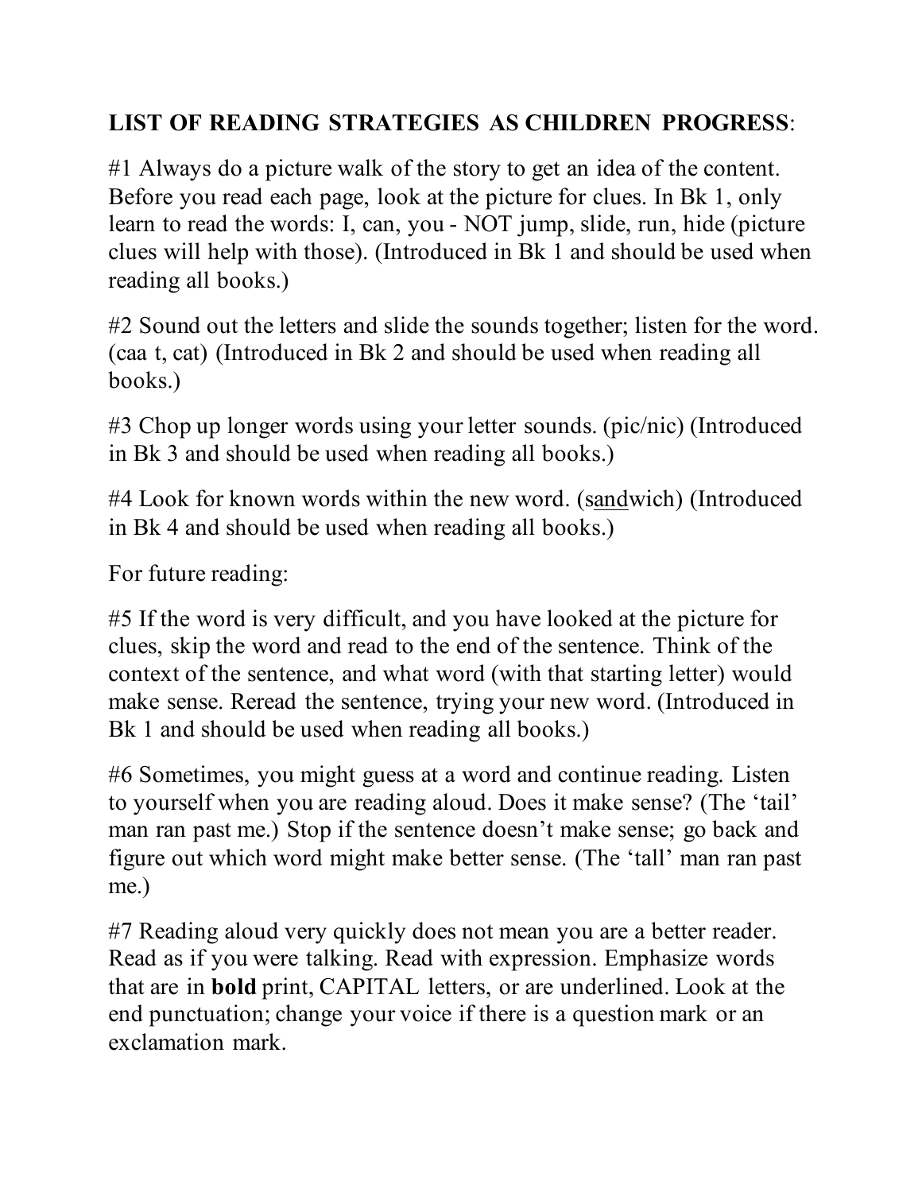**LIST OF READING STRATEGIES AS CHILDREN PROGRESS**:

#1 Always do a picture walk of the story to get an idea of the content. Before you read each page, look at the picture for clues. In Bk 1, only learn to read the words: I, can, you - NOT jump, slide, run, hide (picture clues will help with those). (Introduced in Bk 1 and should be used when reading all books.)

#2 Sound out the letters and slide the sounds together; listen for the word. (caa t, cat) (Introduced in Bk 2 and should be used when reading all books.)

#3 Chop up longer words using your letter sounds. (pic/nic) (Introduced in Bk 3 and should be used when reading all books.)

#4 Look for known words within the new word. (s<u>and</u>wich) (Introduced in Bk 4 and should be used when reading all books.)

For future reading:

#5 If the word is very difficult, and you have looked at the picture for clues, skip the word and read to the end of the sentence. Think of the context of the sentence, and what word (with that starting letter) would make sense. Reread the sentence, trying your new word. (Introduced in Bk 1 and should be used when reading all books.)

#6 Sometimes, you might guess at a word and continue reading. Listen to yourself when you are reading aloud. Does it make sense? (The 'tail' man ran past me.) Stop if the sentence doesn't make sense; go back and figure out which word might make better sense. (The 'tall' man ran past me.)

#7 Reading aloud very quickly does not mean you are a better reader. Read as if you were talking. Read with expression. Emphasize words that are in **bold** print, CAPITAL letters, or are underlined. Look at the end punctuation; change your voice if there is a question mark or an exclamation mark.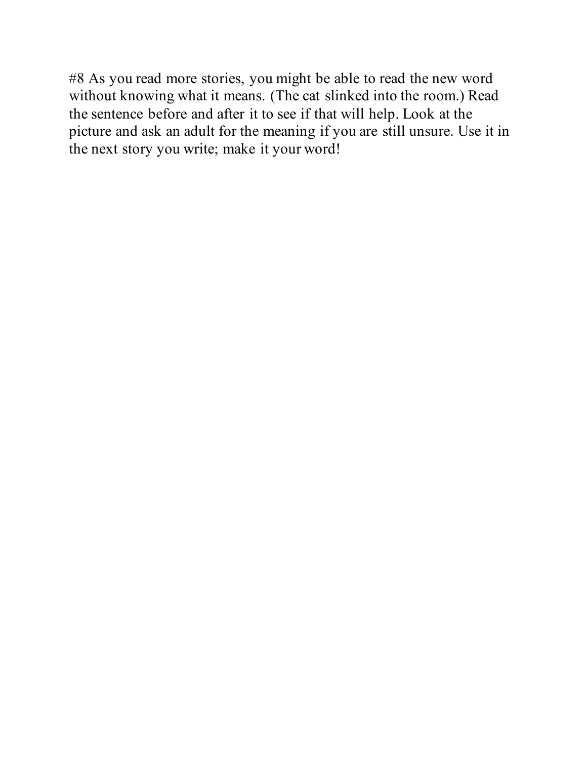#8 As you read more stories, you might be able to read the new word without knowing what it means. (The cat slinked into the room.) Read the sentence before and after it to see if that will help. Look at the picture and ask an adult for the meaning if you are still unsure. Use it in the next story you write; make it your word!